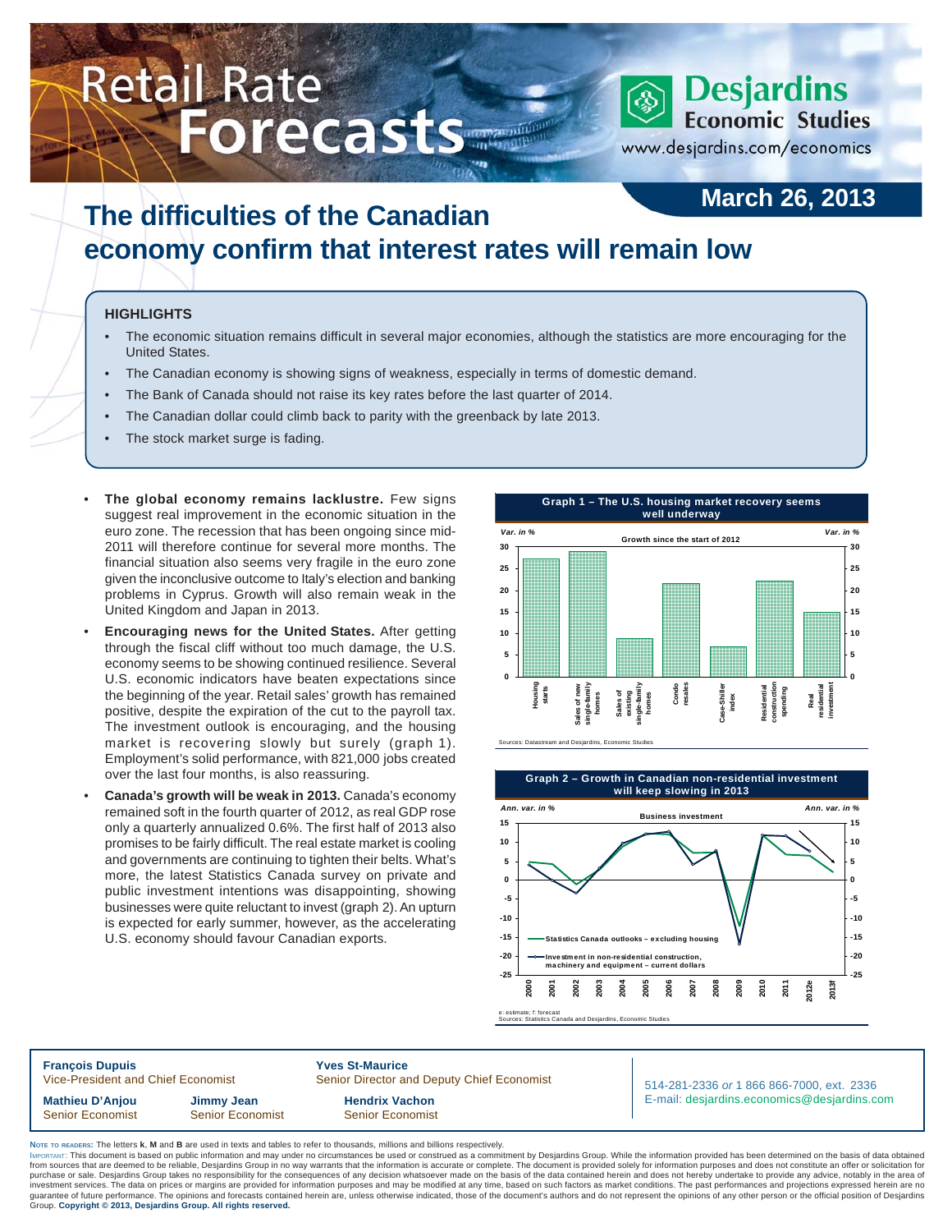# Retail Rate Forecasts

**Desjardins Economic Studies**
www.desjardins.com/economics

**March 26, 2013**

## The difficulties of the Canadian economy confirm that interest rates will remain low

### HIGHLIGHTS

- The economic situation remains difficult in several major economies, although the statistics are more encouraging for the United States.
- The Canadian economy is showing signs of weakness, especially in terms of domestic demand.
- The Bank of Canada should not raise its key rates before the last quarter of 2014.
- The Canadian dollar could climb back to parity with the greenback by late 2013.
- The stock market surge is fading.

---

- **The global economy remains lacklustre.** Few signs suggest real improvement in the economic situation in the euro zone. The recession that has been ongoing since mid-2011 will therefore continue for several more months. The financial situation also seems very fragile in the euro zone given the inconclusive outcome to Italy's election and banking problems in Cyprus. Growth will also remain weak in the United Kingdom and Japan in 2013.
- **Encouraging news for the United States.** After getting through the fiscal cliff without too much damage, the U.S. economy seems to be showing continued resilience. Several U.S. economic indicators have beaten expectations since the beginning of the year. Retail sales' growth has remained positive, despite the expiration of the cut to the payroll tax. The investment outlook is encouraging, and the housing market is recovering slowly but surely (graph 1). Employment's solid performance, with 821,000 jobs created over the last four months, is also reassuring.
- **Canada's growth will be weak in 2013.** Canada's economy remained soft in the fourth quarter of 2012, as real GDP rose only a quarterly annualized 0.6%. The first half of 2013 also promises to be fairly difficult. The real estate market is cooling and governments are continuing to tighten their belts. What's more, the latest Statistics Canada survey on private and public investment intentions was disappointing, showing businesses were quite reluctant to invest (graph 2). An upturn is expected for early summer, however, as the accelerating U.S. economy should favour Canadian exports.

**Graph 1 – The U.S. housing market recovery seems well underway**

Growth since the start of 2012 (Var. in %): Housing starts; Sales of new single-family homes; Sales of existing single-family homes; Condo resales; Case-Shiller index; Residential construction spending; Real residential investment

Sources: Datastream and Desjardins, Economic Studies

**Graph 2 – Growth in Canadian non-residential investment will keep slowing in 2013**

Business investment (Ann. var. in %), 2000–2013f: Statistics Canada outlooks – excluding housing; Investment in non-residential construction, machinery and equipment – current dollars

e: estimate; f: forecast
Sources: Statistics Canada and Desjardins, Economic Studies

---

**François Dupuis**
Vice-President and Chief Economist

**Yves St-Maurice**
Senior Director and Deputy Chief Economist

**Mathieu D'Anjou**
Senior Economist

**Jimmy Jean**
Senior Economist

**Hendrix Vachon**
Senior Economist

514-281-2336 *or* 1 866 866-7000, ext. 2336
E-mail: desjardins.economics@desjardins.com

NOTE TO READERS: The letters **k**, **M** and **B** are used in texts and tables to refer to thousands, millions and billions respectively.
IMPORTANT: This document is based on public information and may under no circumstances be used or construed as a commitment by Desjardins Group. While the information provided has been determined on the basis of data obtained from sources that are deemed to be reliable, Desjardins Group in no way warrants that the information is accurate or complete. The document is provided solely for information purposes and does not constitute an offer or solicitation for purchase or sale. Desjardins Group takes no responsibility for the consequences of any decision whatsoever made on the basis of the data contained herein and does not hereby undertake to provide any advice, notably in the area of investment services. The data on prices or margins are provided for information purposes and may be modified at any time, based on such factors as market conditions. The past performances and projections expressed herein are no guarantee of future performance. The opinions and forecasts contained herein are, unless otherwise indicated, those of the document's authors and do not represent the opinions of any other person or the official position of Desjardins Group. **Copyright © 2013, Desjardins Group. All rights reserved.**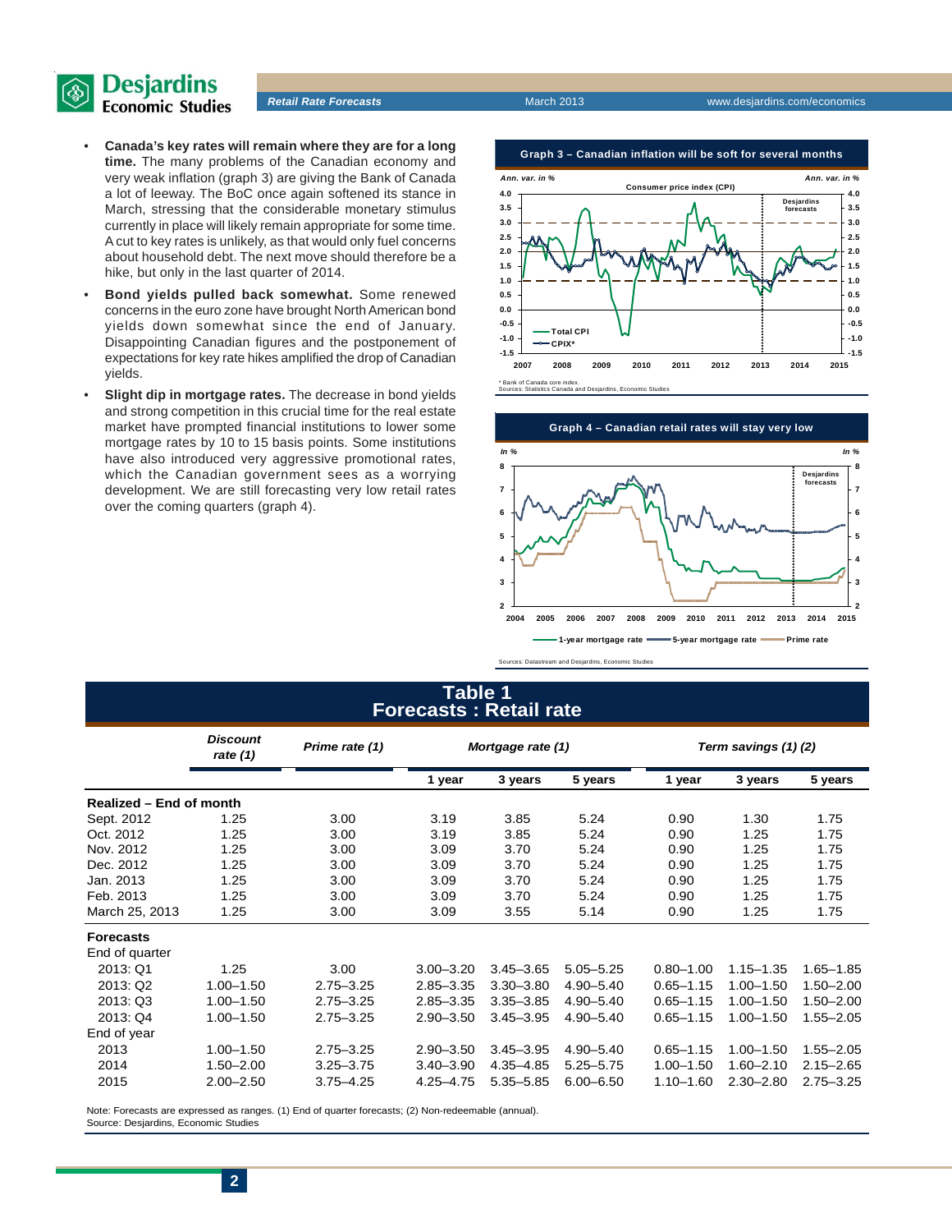- **Canada's key rates will remain where they are for a long time.** The many problems of the Canadian economy and very weak inflation (graph 3) are giving the Bank of Canada a lot of leeway. The BoC once again softened its stance in March, stressing that the considerable monetary stimulus currently in place will likely remain appropriate for some time. A cut to key rates is unlikely, as that would only fuel concerns about household debt. The next move should therefore be a hike, but only in the last quarter of 2014.
- **Bond yields pulled back somewhat.** Some renewed concerns in the euro zone have brought North American bond yields down somewhat since the end of January. Disappointing Canadian figures and the postponement of expectations for key rate hikes amplified the drop of Canadian yields.
- **Slight dip in mortgage rates.** The decrease in bond yields and strong competition in this crucial time for the real estate market have prompted financial institutions to lower some mortgage rates by 10 to 15 basis points. Some institutions have also introduced very aggressive promotional rates, which the Canadian government sees as a worrying development. We are still forecasting very low retail rates over the coming quarters (graph 4).

**Graph 3 – Canadian inflation will be soft for several months**

\* Bank of Canada core index.
Sources: Statistics Canada and Desjardins, Economic Studies

**Graph 4 – Canadian retail rates will stay very low**

Sources: Datastream and Desjardins, Economic Studies

## Table 1
## Forecasts : Retail rate

| | Discount rate (1) | Prime rate (1) | Mortgage rate (1) | | | Term savings (1) (2) | | |
|---|---|---|---|---|---|---|---|---|
| | | | 1 year | 3 years | 5 years | 1 year | 3 years | 5 years |
| **Realized – End of month** | | | | | | | | |
| Sept. 2012 | 1.25 | 3.00 | 3.19 | 3.85 | 5.24 | 0.90 | 1.30 | 1.75 |
| Oct. 2012 | 1.25 | 3.00 | 3.19 | 3.85 | 5.24 | 0.90 | 1.25 | 1.75 |
| Nov. 2012 | 1.25 | 3.00 | 3.09 | 3.70 | 5.24 | 0.90 | 1.25 | 1.75 |
| Dec. 2012 | 1.25 | 3.00 | 3.09 | 3.70 | 5.24 | 0.90 | 1.25 | 1.75 |
| Jan. 2013 | 1.25 | 3.00 | 3.09 | 3.70 | 5.24 | 0.90 | 1.25 | 1.75 |
| Feb. 2013 | 1.25 | 3.00 | 3.09 | 3.70 | 5.24 | 0.90 | 1.25 | 1.75 |
| March 25, 2013 | 1.25 | 3.00 | 3.09 | 3.55 | 5.14 | 0.90 | 1.25 | 1.75 |
| **Forecasts** | | | | | | | | |
| End of quarter | | | | | | | | |
| 2013: Q1 | 1.25 | 3.00 | 3.00–3.20 | 3.45–3.65 | 5.05–5.25 | 0.80–1.00 | 1.15–1.35 | 1.65–1.85 |
| 2013: Q2 | 1.00–1.50 | 2.75–3.25 | 2.85–3.35 | 3.30–3.80 | 4.90–5.40 | 0.65–1.15 | 1.00–1.50 | 1.50–2.00 |
| 2013: Q3 | 1.00–1.50 | 2.75–3.25 | 2.85–3.35 | 3.35–3.85 | 4.90–5.40 | 0.65–1.15 | 1.00–1.50 | 1.50–2.00 |
| 2013: Q4 | 1.00–1.50 | 2.75–3.25 | 2.90–3.50 | 3.45–3.95 | 4.90–5.40 | 0.65–1.15 | 1.00–1.50 | 1.55–2.05 |
| End of year | | | | | | | | |
| 2013 | 1.00–1.50 | 2.75–3.25 | 2.90–3.50 | 3.45–3.95 | 4.90–5.40 | 0.65–1.15 | 1.00–1.50 | 1.55–2.05 |
| 2014 | 1.50–2.00 | 3.25–3.75 | 3.40–3.90 | 4.35–4.85 | 5.25–5.75 | 1.00–1.50 | 1.60–2.10 | 2.15–2.65 |
| 2015 | 2.00–2.50 | 3.75–4.25 | 4.25–4.75 | 5.35–5.85 | 6.00–6.50 | 1.10–1.60 | 2.30–2.80 | 2.75–3.25 |

Note: Forecasts are expressed as ranges. (1) End of quarter forecasts; (2) Non-redeemable (annual).
Source: Desjardins, Economic Studies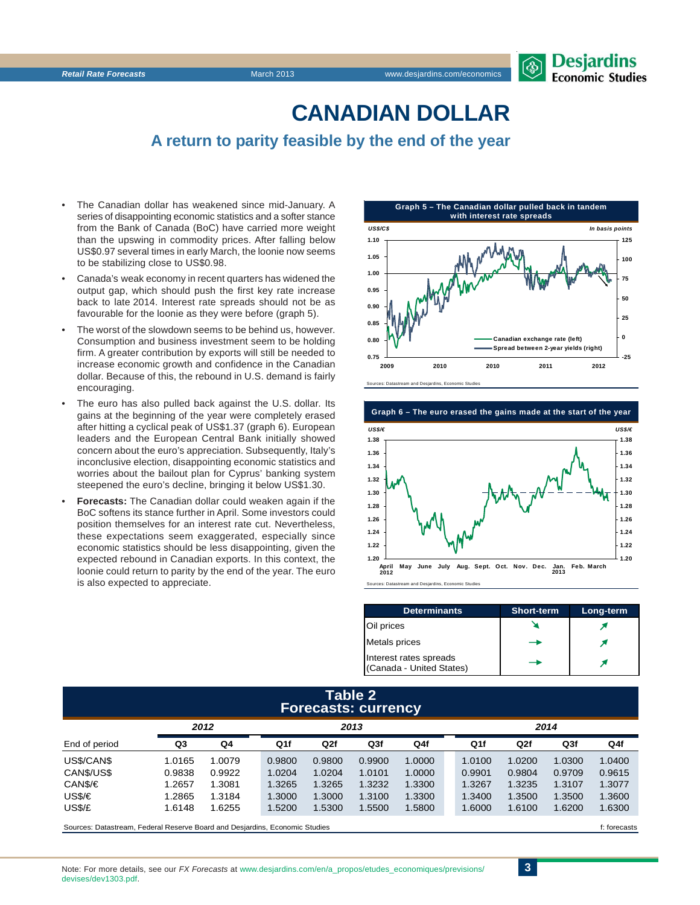# CANADIAN DOLLAR

## A return to parity feasible by the end of the year

- The Canadian dollar has weakened since mid-January. A series of disappointing economic statistics and a softer stance from the Bank of Canada (BoC) have carried more weight than the upswing in commodity prices. After falling below US$0.97 several times in early March, the loonie now seems to be stabilizing close to US$0.98.
- Canada's weak economy in recent quarters has widened the output gap, which should push the first key rate increase back to late 2014. Interest rate spreads should not be as favourable for the loonie as they were before (graph 5).
- The worst of the slowdown seems to be behind us, however. Consumption and business investment seem to be holding firm. A greater contribution by exports will still be needed to increase economic growth and confidence in the Canadian dollar. Because of this, the rebound in U.S. demand is fairly encouraging.
- The euro has also pulled back against the U.S. dollar. Its gains at the beginning of the year were completely erased after hitting a cyclical peak of US$1.37 (graph 6). European leaders and the European Central Bank initially showed concern about the euro's appreciation. Subsequently, Italy's inconclusive election, disappointing economic statistics and worries about the bailout plan for Cyprus' banking system steepened the euro's decline, bringing it below US$1.30.
- **Forecasts:** The Canadian dollar could weaken again if the BoC softens its stance further in April. Some investors could position themselves for an interest rate cut. Nevertheless, these expectations seem exaggerated, especially since economic statistics should be less disappointing, given the expected rebound in Canadian exports. In this context, the loonie could return to parity by the end of the year. The euro is also expected to appreciate.

**Graph 5 – The Canadian dollar pulled back in tandem with interest rate spreads**

Sources: Datastream and Desjardins, Economic Studies

**Graph 6 – The euro erased the gains made at the start of the year**

Sources: Datastream and Desjardins, Economic Studies

| Determinants | Short-term | Long-term |
|---|---|---|
| Oil prices | ↘ | ↗ |
| Metals prices | → | ↗ |
| Interest rates spreads (Canada - United States) | → | ↗ |

**Table 2**
**Forecasts: currency**

| | 2012 | | 2013 | | | | 2014 | | | |
|---|---|---|---|---|---|---|---|---|---|---|
| End of period | Q3 | Q4 | Q1f | Q2f | Q3f | Q4f | Q1f | Q2f | Q3f | Q4f |
| US$/CAN$ | 1.0165 | 1.0079 | 0.9800 | 0.9800 | 0.9900 | 1.0000 | 1.0100 | 1.0200 | 1.0300 | 1.0400 |
| CAN$/US$ | 0.9838 | 0.9922 | 1.0204 | 1.0204 | 1.0101 | 1.0000 | 0.9901 | 0.9804 | 0.9709 | 0.9615 |
| CAN$/€ | 1.2657 | 1.3081 | 1.3265 | 1.3265 | 1.3232 | 1.3300 | 1.3267 | 1.3235 | 1.3107 | 1.3077 |
| US$/€ | 1.2865 | 1.3184 | 1.3000 | 1.3000 | 1.3100 | 1.3300 | 1.3400 | 1.3500 | 1.3500 | 1.3600 |
| US$/£ | 1.6148 | 1.6255 | 1.5200 | 1.5300 | 1.5500 | 1.5800 | 1.6000 | 1.6100 | 1.6200 | 1.6300 |

Sources: Datastream, Federal Reserve Board and Desjardins, Economic Studies — f: forecasts

Note: For more details, see our *FX Forecasts* at www.desjardins.com/en/a_propos/etudes_economiques/previsions/devises/dev1303.pdf.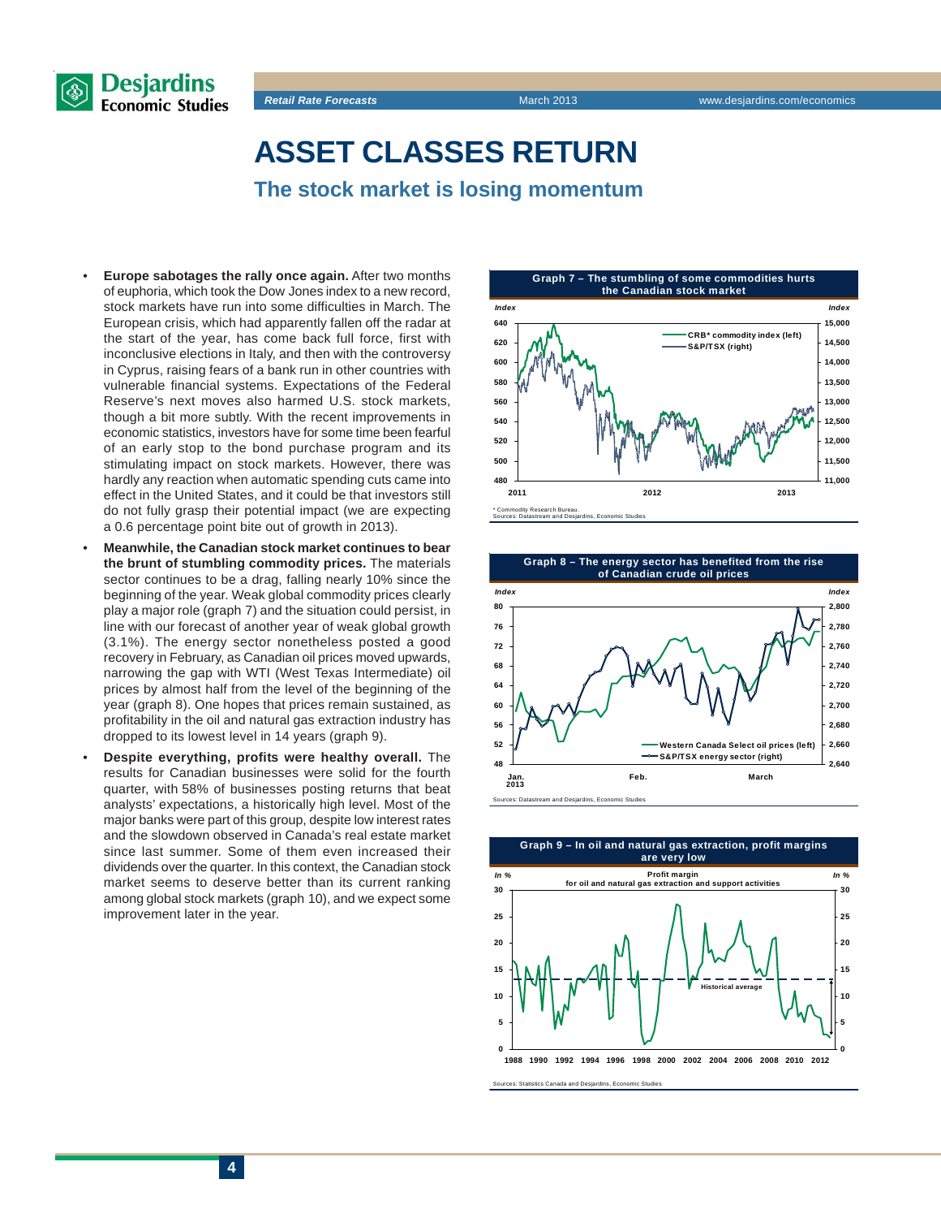# ASSET CLASSES RETURN

## The stock market is losing momentum

- **Europe sabotages the rally once again.** After two months of euphoria, which took the Dow Jones index to a new record, stock markets have run into some difficulties in March. The European crisis, which had apparently fallen off the radar at the start of the year, has come back full force, first with inconclusive elections in Italy, and then with the controversy in Cyprus, raising fears of a bank run in other countries with vulnerable financial systems. Expectations of the Federal Reserve's next moves also harmed U.S. stock markets, though a bit more subtly. With the recent improvements in economic statistics, investors have for some time been fearful of an early stop to the bond purchase program and its stimulating impact on stock markets. However, there was hardly any reaction when automatic spending cuts came into effect in the United States, and it could be that investors still do not fully grasp their potential impact (we are expecting a 0.6 percentage point bite out of growth in 2013).
- **Meanwhile, the Canadian stock market continues to bear the brunt of stumbling commodity prices.** The materials sector continues to be a drag, falling nearly 10% since the beginning of the year. Weak global commodity prices clearly play a major role (graph 7) and the situation could persist, in line with our forecast of another year of weak global growth (3.1%). The energy sector nonetheless posted a good recovery in February, as Canadian oil prices moved upwards, narrowing the gap with WTI (West Texas Intermediate) oil prices by almost half from the level of the beginning of the year (graph 8). One hopes that prices remain sustained, as profitability in the oil and natural gas extraction industry has dropped to its lowest level in 14 years (graph 9).
- **Despite everything, profits were healthy overall.** The results for Canadian businesses were solid for the fourth quarter, with 58% of businesses posting returns that beat analysts' expectations, a historically high level. Most of the major banks were part of this group, despite low interest rates and the slowdown observed in Canada's real estate market since last summer. Some of them even increased their dividends over the quarter. In this context, the Canadian stock market seems to deserve better than its current ranking among global stock markets (graph 10), and we expect some improvement later in the year.

**Graph 7 – The stumbling of some commodities hurts the Canadian stock market**

Index (left): 480–640; Index (right): 11,000–15,000; 2011–2013. Series: CRB* commodity index (left); S&P/TSX (right)

\* Commodity Research Bureau.
Sources: Datastream and Desjardins, Economic Studies

**Graph 8 – The energy sector has benefited from the rise of Canadian crude oil prices**

Index (left): 48–80; Index (right): 2,640–2,800; Jan. 2013 – March. Series: Western Canada Select oil prices (left); S&P/TSX energy sector (right)

Sources: Datastream and Desjardins, Economic Studies

**Graph 9 – In oil and natural gas extraction, profit margins are very low**

Profit margin for oil and natural gas extraction and support activities (In %, 0–30), 1988–2012; Historical average

Sources: Statistics Canada and Desjardins, Economic Studies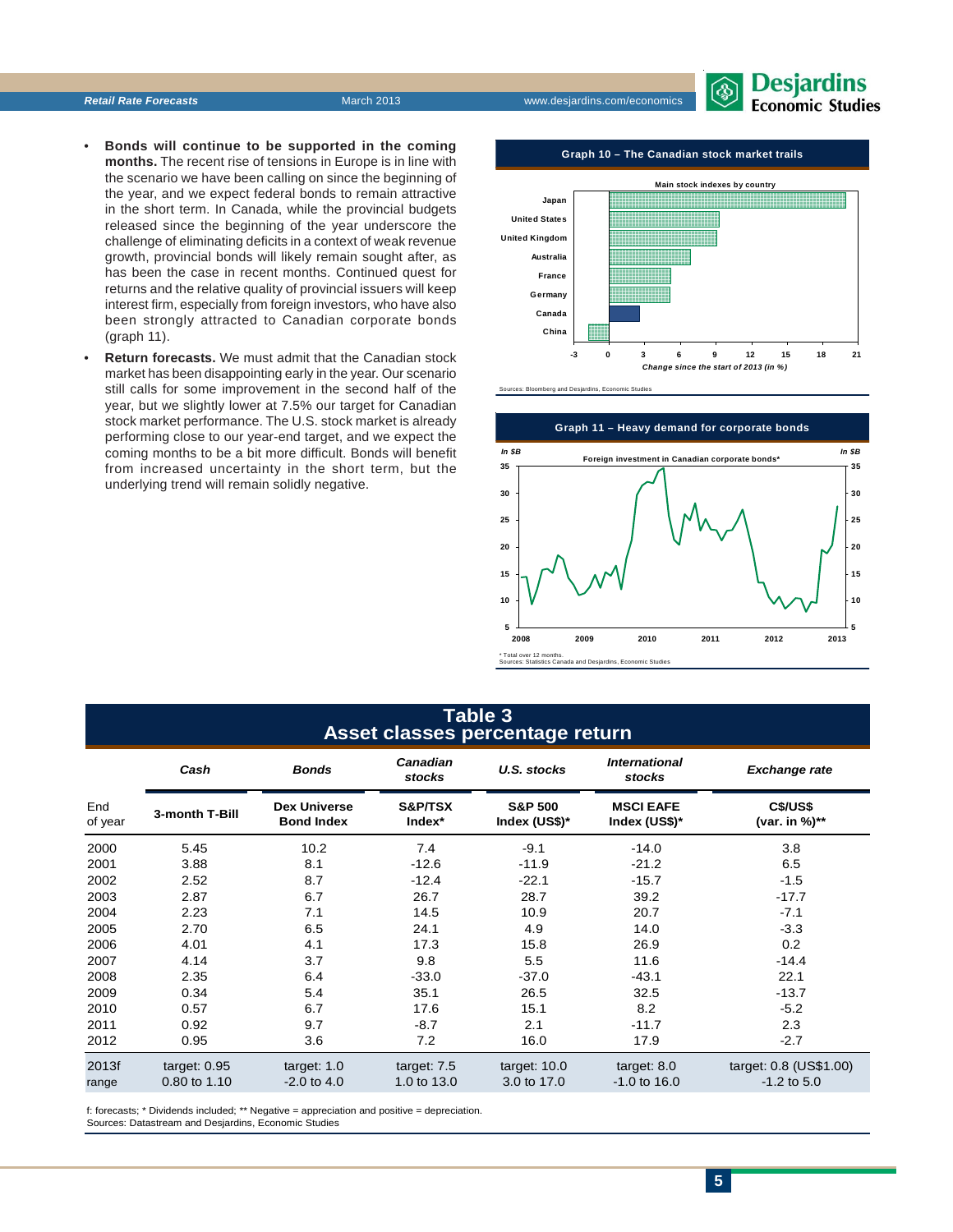- **Bonds will continue to be supported in the coming months.** The recent rise of tensions in Europe is in line with the scenario we have been calling on since the beginning of the year, and we expect federal bonds to remain attractive in the short term. In Canada, while the provincial budgets released since the beginning of the year underscore the challenge of eliminating deficits in a context of weak revenue growth, provincial bonds will likely remain sought after, as has been the case in recent months. Continued quest for returns and the relative quality of provincial issuers will keep interest firm, especially from foreign investors, who have also been strongly attracted to Canadian corporate bonds (graph 11).
- **Return forecasts.** We must admit that the Canadian stock market has been disappointing early in the year. Our scenario still calls for some improvement in the second half of the year, but we slightly lower at 7.5% our target for Canadian stock market performance. The U.S. stock market is already performing close to our year-end target, and we expect the coming months to be a bit more difficult. Bonds will benefit from increased uncertainty in the short term, but the underlying trend will remain solidly negative.

**Graph 10 – The Canadian stock market trails**

Main stock indexes by country

Japan
United States
United Kingdom
Australia
France
Germany
Canada
China

-3 0 3 6 9 12 15 18 21

Change since the start of 2013 (in %)

Sources: Bloomberg and Desjardins, Economic Studies

**Graph 11 – Heavy demand for corporate bonds**

In $B — Foreign investment in Canadian corporate bonds* — In $B

35, 30, 25, 20, 15, 10, 5

2008 2009 2010 2011 2012 2013

\* Total over 12 months.
Sources: Statistics Canada and Desjardins, Economic Studies

## Table 3
## Asset classes percentage return

| | *Cash* | *Bonds* | *Canadian stocks* | *U.S. stocks* | *International stocks* | *Exchange rate* |
|---|---|---|---|---|---|---|
| End of year | **3-month T-Bill** | **Dex Universe Bond Index** | **S&P/TSX Index*** | **S&P 500 Index (US$)*** | **MSCI EAFE Index (US$)*** | **C$/US$ (var. in %)**** |
| 2000 | 5.45 | 10.2 | 7.4 | -9.1 | -14.0 | 3.8 |
| 2001 | 3.88 | 8.1 | -12.6 | -11.9 | -21.2 | 6.5 |
| 2002 | 2.52 | 8.7 | -12.4 | -22.1 | -15.7 | -1.5 |
| 2003 | 2.87 | 6.7 | 26.7 | 28.7 | 39.2 | -17.7 |
| 2004 | 2.23 | 7.1 | 14.5 | 10.9 | 20.7 | -7.1 |
| 2005 | 2.70 | 6.5 | 24.1 | 4.9 | 14.0 | -3.3 |
| 2006 | 4.01 | 4.1 | 17.3 | 15.8 | 26.9 | 0.2 |
| 2007 | 4.14 | 3.7 | 9.8 | 5.5 | 11.6 | -14.4 |
| 2008 | 2.35 | 6.4 | -33.0 | -37.0 | -43.1 | 22.1 |
| 2009 | 0.34 | 5.4 | 35.1 | 26.5 | 32.5 | -13.7 |
| 2010 | 0.57 | 6.7 | 17.6 | 15.1 | 8.2 | -5.2 |
| 2011 | 0.92 | 9.7 | -8.7 | 2.1 | -11.7 | 2.3 |
| 2012 | 0.95 | 3.6 | 7.2 | 16.0 | 17.9 | -2.7 |
| 2013f | target: 0.95 | target: 1.0 | target: 7.5 | target: 10.0 | target: 8.0 | target: 0.8 (US$1.00) |
| range | 0.80 to 1.10 | -2.0 to 4.0 | 1.0 to 13.0 | 3.0 to 17.0 | -1.0 to 16.0 | -1.2 to 5.0 |

f: forecasts; * Dividends included; ** Negative = appreciation and positive = depreciation.
Sources: Datastream and Desjardins, Economic Studies